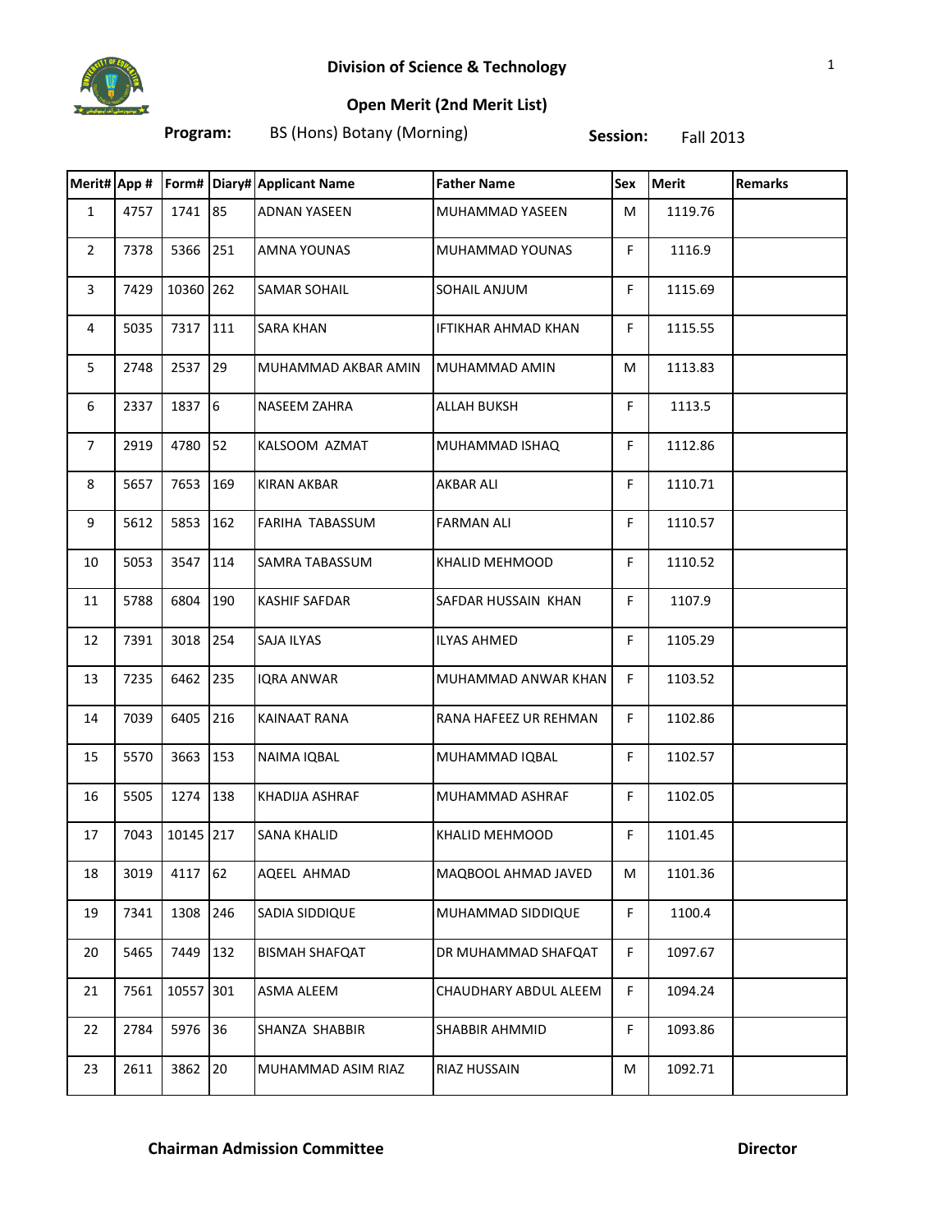## Division of Science & Technology

### Open Merit (2nd Merit List)

**Program:** BS (Hons) Botany (Morning) **Session:** Fall 2013

| Merit# | App # | Form# | Diary# | Applicant Name | Father Name | Sex | Merit | Remarks |
|---|---|---|---|---|---|---|---|---|
| 1 | 4757 | 1741 | 85 | ADNAN YASEEN | MUHAMMAD YASEEN | M | 1119.76 | |
| 2 | 7378 | 5366 | 251 | AMNA YOUNAS | MUHAMMAD YOUNAS | F | 1116.9 | |
| 3 | 7429 | 10360 | 262 | SAMAR SOHAIL | SOHAIL ANJUM | F | 1115.69 | |
| 4 | 5035 | 7317 | 111 | SARA KHAN | IFTIKHAR AHMAD KHAN | F | 1115.55 | |
| 5 | 2748 | 2537 | 29 | MUHAMMAD AKBAR AMIN | MUHAMMAD AMIN | M | 1113.83 | |
| 6 | 2337 | 1837 | 6 | NASEEM ZAHRA | ALLAH BUKSH | F | 1113.5 | |
| 7 | 2919 | 4780 | 52 | KALSOOM AZMAT | MUHAMMAD ISHAQ | F | 1112.86 | |
| 8 | 5657 | 7653 | 169 | KIRAN AKBAR | AKBAR ALI | F | 1110.71 | |
| 9 | 5612 | 5853 | 162 | FARIHA TABASSUM | FARMAN ALI | F | 1110.57 | |
| 10 | 5053 | 3547 | 114 | SAMRA TABASSUM | KHALID MEHMOOD | F | 1110.52 | |
| 11 | 5788 | 6804 | 190 | KASHIF SAFDAR | SAFDAR HUSSAIN KHAN | F | 1107.9 | |
| 12 | 7391 | 3018 | 254 | SAJA ILYAS | ILYAS AHMED | F | 1105.29 | |
| 13 | 7235 | 6462 | 235 | IQRA ANWAR | MUHAMMAD ANWAR KHAN | F | 1103.52 | |
| 14 | 7039 | 6405 | 216 | KAINAAT RANA | RANA HAFEEZ UR REHMAN | F | 1102.86 | |
| 15 | 5570 | 3663 | 153 | NAIMA IQBAL | MUHAMMAD IQBAL | F | 1102.57 | |
| 16 | 5505 | 1274 | 138 | KHADIJA ASHRAF | MUHAMMAD ASHRAF | F | 1102.05 | |
| 17 | 7043 | 10145 | 217 | SANA KHALID | KHALID MEHMOOD | F | 1101.45 | |
| 18 | 3019 | 4117 | 62 | AQEEL AHMAD | MAQBOOL AHMAD JAVED | M | 1101.36 | |
| 19 | 7341 | 1308 | 246 | SADIA SIDDIQUE | MUHAMMAD SIDDIQUE | F | 1100.4 | |
| 20 | 5465 | 7449 | 132 | BISMAH SHAFQAT | DR MUHAMMAD SHAFQAT | F | 1097.67 | |
| 21 | 7561 | 10557 | 301 | ASMA ALEEM | CHAUDHARY ABDUL ALEEM | F | 1094.24 | |
| 22 | 2784 | 5976 | 36 | SHANZA SHABBIR | SHABBIR AHMMID | F | 1093.86 | |
| 23 | 2611 | 3862 | 20 | MUHAMMAD ASIM RIAZ | RIAZ HUSSAIN | M | 1092.71 | |

**Chairman Admission Committee** **Director**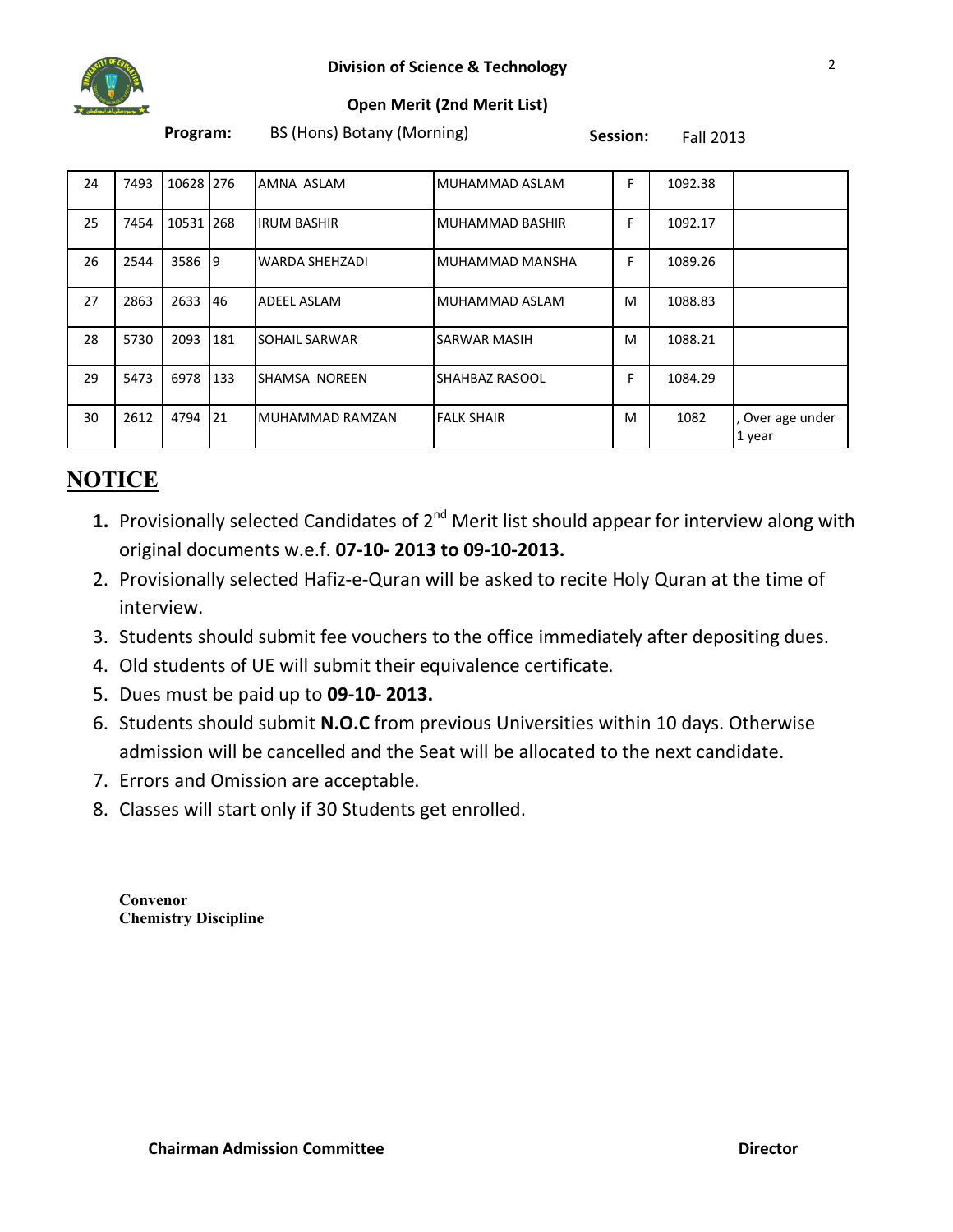**Division of Science & Technology**

**Open Merit (2nd Merit List)**

**Program:** BS (Hons) Botany (Morning) **Session:** Fall 2013

| | | | | | | | | |
|---|---|---|---|---|---|---|---|---|
| 24 | 7493 | 10628 | 276 | AMNA ASLAM | MUHAMMAD ASLAM | F | 1092.38 | |
| 25 | 7454 | 10531 | 268 | IRUM BASHIR | MUHAMMAD BASHIR | F | 1092.17 | |
| 26 | 2544 | 3586 | 9 | WARDA SHEHZADI | MUHAMMAD MANSHA | F | 1089.26 | |
| 27 | 2863 | 2633 | 46 | ADEEL ASLAM | MUHAMMAD ASLAM | M | 1088.83 | |
| 28 | 5730 | 2093 | 181 | SOHAIL SARWAR | SARWAR MASIH | M | 1088.21 | |
| 29 | 5473 | 6978 | 133 | SHAMSA NOREEN | SHAHBAZ RASOOL | F | 1084.29 | |
| 30 | 2612 | 4794 | 21 | MUHAMMAD RAMZAN | FALK SHAIR | M | 1082 | , Over age under 1 year |

## NOTICE

1. Provisionally selected Candidates of 2nd Merit list should appear for interview along with original documents w.e.f. **07-10- 2013 to 09-10-2013.**
2. Provisionally selected Hafiz-e-Quran will be asked to recite Holy Quran at the time of interview.
3. Students should submit fee vouchers to the office immediately after depositing dues.
4. Old students of UE will submit their equivalence certificate.
5. Dues must be paid up to **09-10- 2013.**
6. Students should submit **N.O.C** from previous Universities within 10 days. Otherwise admission will be cancelled and the Seat will be allocated to the next candidate.
7. Errors and Omission are acceptable.
8. Classes will start only if 30 Students get enrolled.

**Convenor**
**Chemistry Discipline**

**Chairman Admission Committee** **Director**